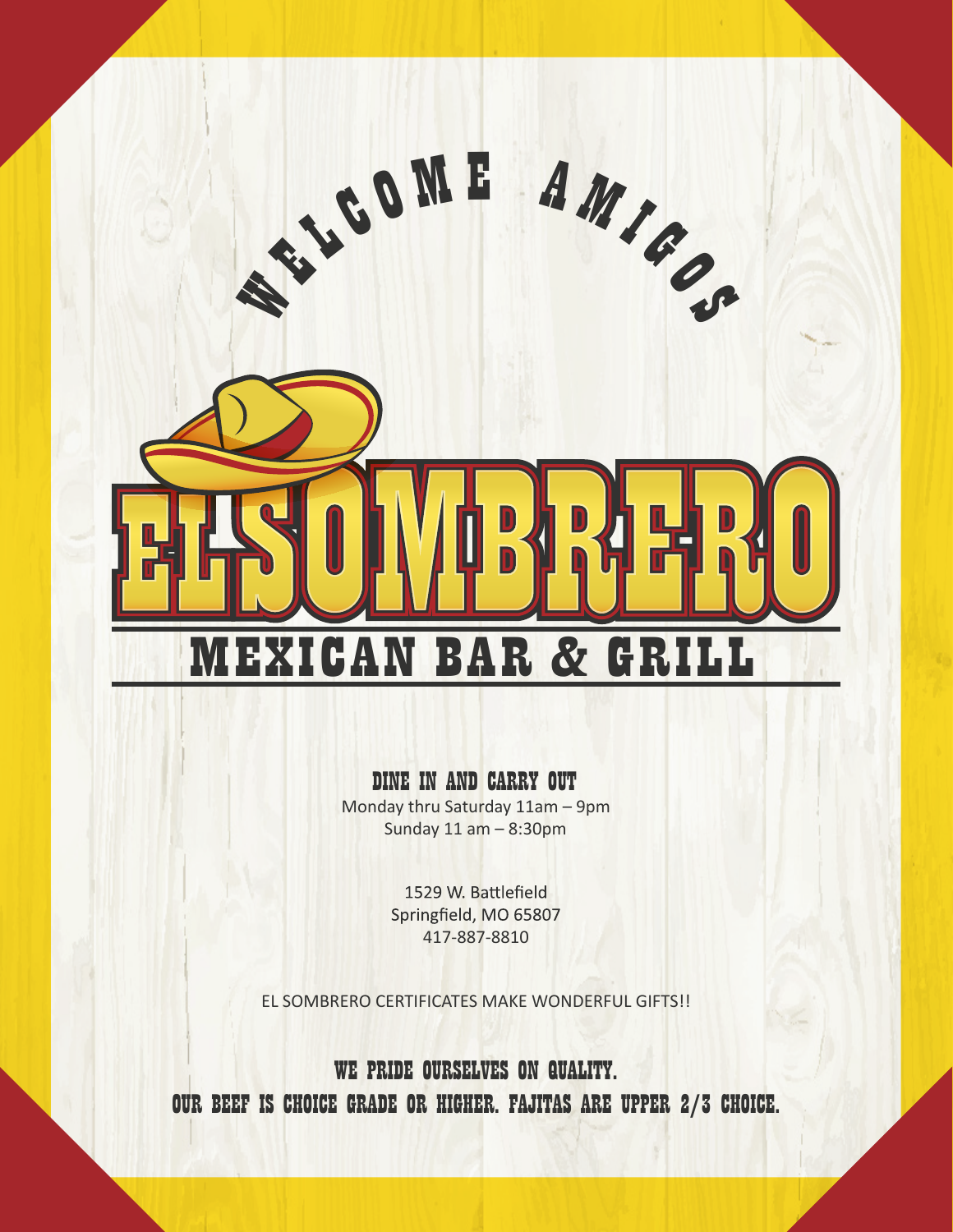WELCOME AMIGOS

# EL SOMBRERO

## MEXICAN BAR & GRILL

**DINE IN AND CARRY OUT**

Monday thru Saturday 11am – 9pm
Sunday 11 am – 8:30pm

1529 W. Battlefield
Springfield, MO 65807
417-887-8810

EL SOMBRERO CERTIFICATES MAKE WONDERFUL GIFTS!!

**WE PRIDE OURSELVES ON QUALITY.**
**OUR BEEF IS CHOICE GRADE OR HIGHER. FAJITAS ARE UPPER 2/3 CHOICE.**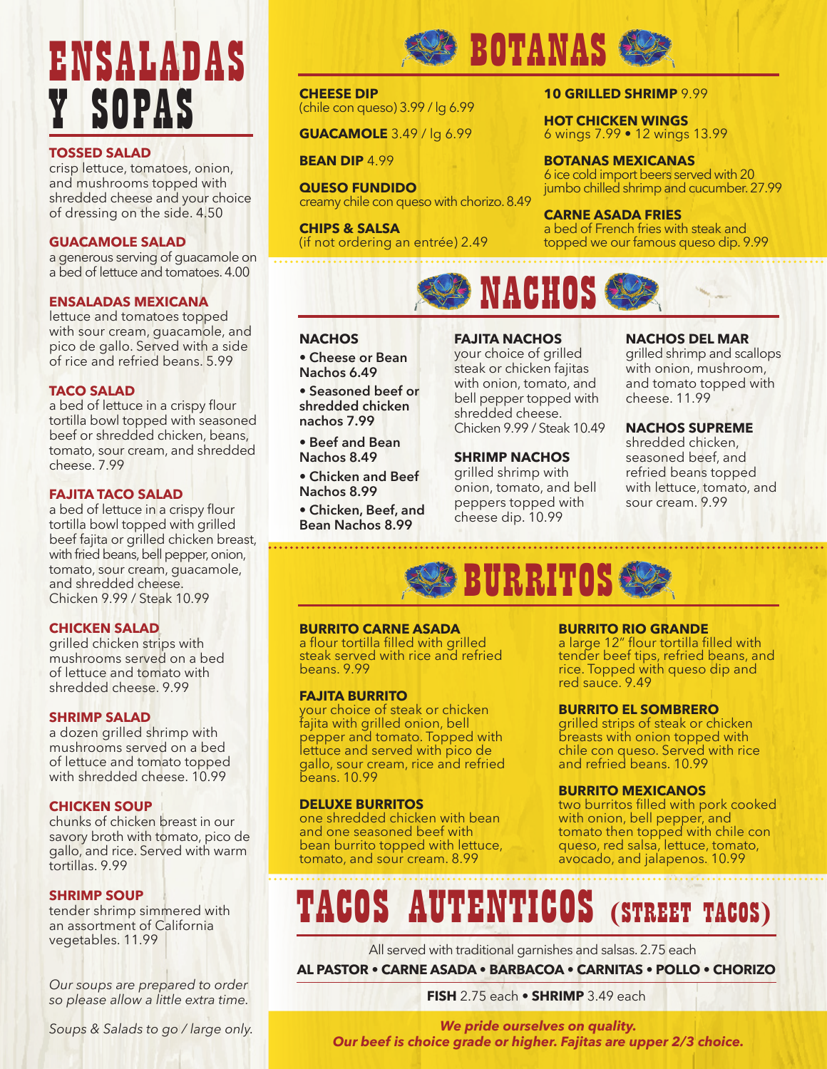# ENSALADAS Y SOPAS

### TOSSED SALAD
crisp lettuce, tomatoes, onion, and mushrooms topped with shredded cheese and your choice of dressing on the side. 4.50

### GUACAMOLE SALAD
a generous serving of guacamole on a bed of lettuce and tomatoes. 4.00

### ENSALADAS MEXICANA
lettuce and tomatoes topped with sour cream, guacamole, and pico de gallo. Served with a side of rice and refried beans. 5.99

### TACO SALAD
a bed of lettuce in a crispy flour tortilla bowl topped with seasoned beef or shredded chicken, beans, tomato, sour cream, and shredded cheese. 7.99

### FAJITA TACO SALAD
a bed of lettuce in a crispy flour tortilla bowl topped with grilled beef fajita or grilled chicken breast, with fried beans, bell pepper, onion, tomato, sour cream, guacamole, and shredded cheese.
Chicken 9.99 / Steak 10.99

### CHICKEN SALAD
grilled chicken strips with mushrooms served on a bed of lettuce and tomato with shredded cheese. 9.99

### SHRIMP SALAD
a dozen grilled shrimp with mushrooms served on a bed of lettuce and tomato topped with shredded cheese. 10.99

### CHICKEN SOUP
chunks of chicken breast in our savory broth with tomato, pico de gallo, and rice. Served with warm tortillas. 9.99

### SHRIMP SOUP
tender shrimp simmered with an assortment of California vegetables. 11.99

*Our soups are prepared to order so please allow a little extra time.*

*Soups & Salads to go / large only.*

# BOTANAS

**CHEESE DIP**
(chile con queso) 3.99 / lg 6.99

**GUACAMOLE** 3.49 / lg 6.99

**BEAN DIP** 4.99

**QUESO FUNDIDO**
creamy chile con queso with chorizo. 8.49

**CHIPS & SALSA**
(if not ordering an entrée) 2.49

**10 GRILLED SHRIMP** 9.99

**HOT CHICKEN WINGS**
6 wings 7.99 • 12 wings 13.99

**BOTANAS MEXICANAS**
6 ice cold import beers served with 20 jumbo chilled shrimp and cucumber. 27.99

**CARNE ASADA FRIES**
a bed of French fries with steak and topped we our famous queso dip. 9.99

# NACHOS

### NACHOS
- **Cheese or Bean Nachos 6.49**
- **Seasoned beef or shredded chicken nachos 7.99**
- **Beef and Bean Nachos 8.49**
- **Chicken and Beef Nachos 8.99**
- **Chicken, Beef, and Bean Nachos 8.99**

### FAJITA NACHOS
your choice of grilled steak or chicken fajitas with onion, tomato, and bell pepper topped with shredded cheese.
Chicken 9.99 / Steak 10.49

### SHRIMP NACHOS
grilled shrimp with onion, tomato, and bell peppers topped with cheese dip. 10.99

### NACHOS DEL MAR
grilled shrimp and scallops with onion, mushroom, and tomato topped with cheese. 11.99

### NACHOS SUPREME
shredded chicken, seasoned beef, and refried beans topped with lettuce, tomato, and sour cream. 9.99

# BURRITOS

### BURRITO CARNE ASADA
a flour tortilla filled with grilled steak served with rice and refried beans. 9.99

### FAJITA BURRITO
your choice of steak or chicken fajita with grilled onion, bell pepper and tomato. Topped with lettuce and served with pico de gallo, sour cream, rice and refried beans. 10.99

### DELUXE BURRITOS
one shredded chicken with bean and one seasoned beef with bean burrito topped with lettuce, tomato, and sour cream. 8.99

### BURRITO RIO GRANDE
a large 12" flour tortilla filled with tender beef tips, refried beans, and rice. Topped with queso dip and red sauce. 9.49

### BURRITO EL SOMBRERO
grilled strips of steak or chicken breasts with onion topped with chile con queso. Served with rice and refried beans. 10.99

### BURRITO MEXICANOS
two burritos filled with pork cooked with onion, bell pepper, and tomato then topped with chile con queso, red salsa, lettuce, tomato, avocado, and jalapenos. 10.99

# TACOS AUTENTICOS (STREET TACOS)

All served with traditional garnishes and salsas. 2.75 each

**AL PASTOR • CARNE ASADA • BARBACOA • CARNITAS • POLLO • CHORIZO**

**FISH** 2.75 each • **SHRIMP** 3.49 each

***We pride ourselves on quality.***
***Our beef is choice grade or higher. Fajitas are upper 2/3 choice.***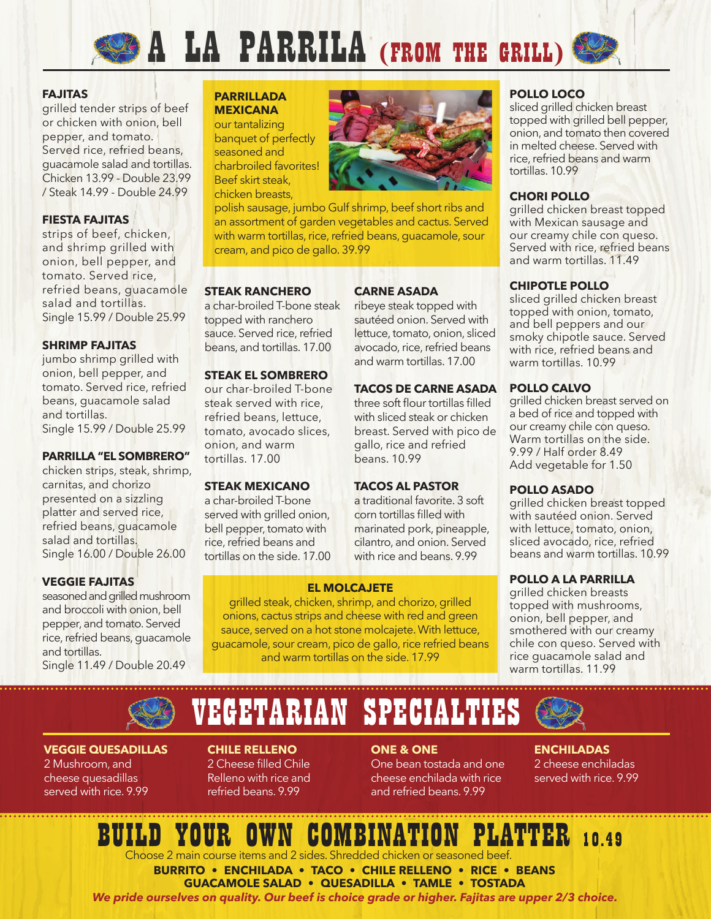# A LA PARRILA (FROM THE GRILL)

### FAJITAS
grilled tender strips of beef or chicken with onion, bell pepper, and tomato. Served rice, refried beans, guacamole salad and tortillas. Chicken 13.99 - Double 23.99 / Steak 14.99 - Double 24.99

### FIESTA FAJITAS
strips of beef, chicken, and shrimp grilled with onion, bell pepper, and tomato. Served rice, refried beans, guacamole salad and tortillas. Single 15.99 / Double 25.99

### SHRIMP FAJITAS
jumbo shrimp grilled with onion, bell pepper, and tomato. Served rice, refried beans, guacamole salad and tortillas. Single 15.99 / Double 25.99

### PARRILLA "EL SOMBRERO"
chicken strips, steak, shrimp, carnitas, and chorizo presented on a sizzling platter and served rice, refried beans, guacamole salad and tortillas. Single 16.00 / Double 26.00

### VEGGIE FAJITAS
seasoned and grilled mushroom and broccoli with onion, bell pepper, and tomato. Served rice, refried beans, guacamole salad and tortillas. Single 11.49 / Double 20.49

### PARRILLADA MEXICANA
our tantalizing banquet of perfectly seasoned and charbroiled favorites! Beef skirt steak, chicken breasts, polish sausage, jumbo Gulf shrimp, beef short ribs and an assortment of garden vegetables and cactus. Served with warm tortillas, rice, refried beans, guacamole, sour cream, and pico de gallo. 39.99

### STEAK RANCHERO
a char-broiled T-bone steak topped with ranchero sauce. Served rice, refried beans, and tortillas. 17.00

### STEAK EL SOMBRERO
our char-broiled T-bone steak served with rice, refried beans, lettuce, tomato, avocado slices, onion, and warm tortillas. 17.00

### STEAK MEXICANO
a char-broiled T-bone served with grilled onion, bell pepper, tomato with rice, refried beans and tortillas on the side. 17.00

### CARNE ASADA
ribeye steak topped with sautéed onion. Served with lettuce, tomato, onion, sliced avocado, rice, refried beans and warm tortillas. 17.00

### TACOS DE CARNE ASADA
three soft flour tortillas filled with sliced steak or chicken breast. Served with pico de gallo, rice and refried beans. 10.99

### TACOS AL PASTOR
a traditional favorite. 3 soft corn tortillas filled with marinated pork, pineapple, cilantro, and onion. Served with rice and beans. 9.99

### EL MOLCAJETE
grilled steak, chicken, shrimp, and chorizo, grilled onions, cactus strips and cheese with red and green sauce, served on a hot stone molcajete. With lettuce, guacamole, sour cream, pico de gallo, rice refried beans and warm tortillas on the side. 17.99

### POLLO LOCO
sliced grilled chicken breast topped with grilled bell pepper, onion, and tomato then covered in melted cheese. Served with rice, refried beans and warm tortillas. 10.99

### CHORI POLLO
grilled chicken breast topped with Mexican sausage and our creamy chile con queso. Served with rice, refried beans and warm tortillas. 11.49

### CHIPOTLE POLLO
sliced grilled chicken breast topped with onion, tomato, and bell peppers and our smoky chipotle sauce. Served with rice, refried beans and warm tortillas. 10.99

### POLLO CALVO
grilled chicken breast served on a bed of rice and topped with our creamy chile con queso. Warm tortillas on the side. 9.99 / Half order 8.49
Add vegetable for 1.50

### POLLO ASADO
grilled chicken breast topped with sautéed onion. Served with lettuce, tomato, onion, sliced avocado, rice, refried beans and warm tortillas. 10.99

### POLLO A LA PARRILLA
grilled chicken breasts topped with mushrooms, onion, bell pepper, and smothered with our creamy chile con queso. Served with rice guacamole salad and warm tortillas. 11.99

# VEGETARIAN SPECIALTIES

### VEGGIE QUESADILLAS
2 Mushroom, and cheese quesadillas served with rice. 9.99

### CHILE RELLENO
2 Cheese filled Chile Relleno with rice and refried beans. 9.99

### ONE & ONE
One bean tostada and one cheese enchilada with rice and refried beans. 9.99

### ENCHILADAS
2 cheese enchiladas served with rice. 9.99

# BUILD YOUR OWN COMBINATION PLATTER 10.49

Choose 2 main course items and 2 sides. Shredded chicken or seasoned beef.

**BURRITO • ENCHILADA • TACO • CHILE RELLENO • RICE • BEANS**
**GUACAMOLE SALAD • QUESADILLA • TAMLE • TOSTADA**

***We pride ourselves on quality. Our beef is choice grade or higher. Fajitas are upper 2/3 choice.***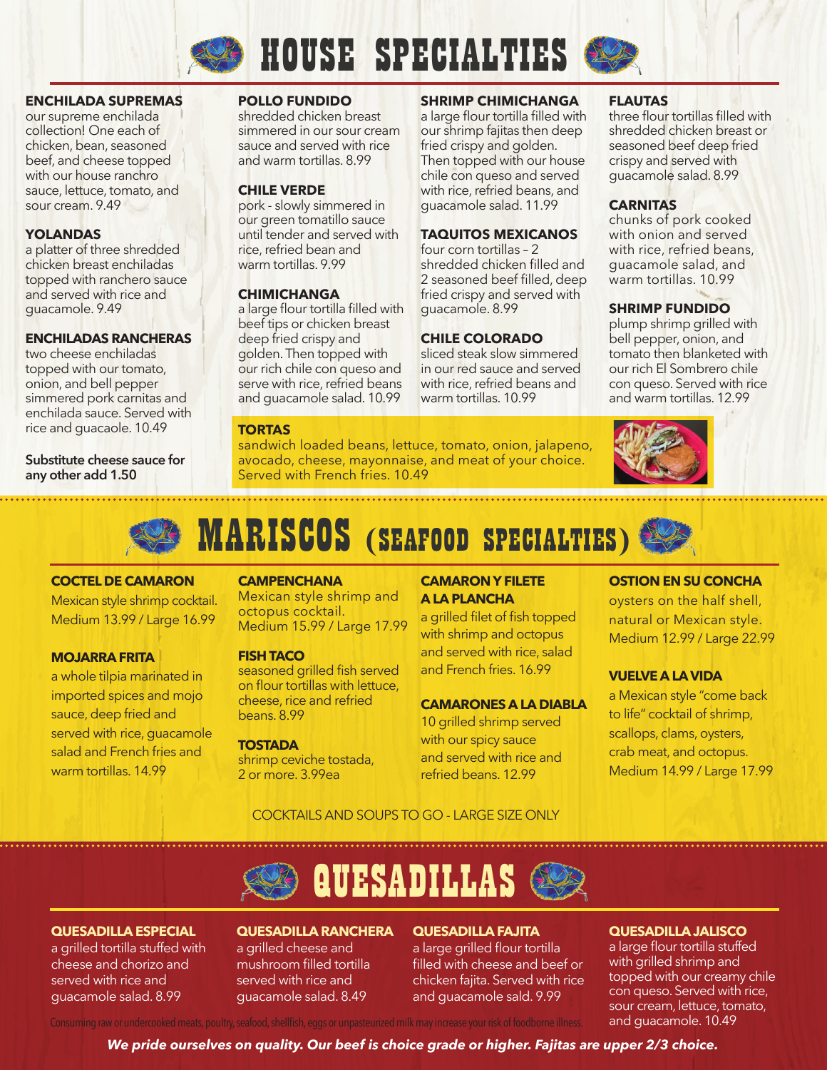# HOUSE SPECIALTIES

**ENCHILADA SUPREMAS**
our supreme enchilada collection! One each of chicken, bean, seasoned beef, and cheese topped with our house ranchro sauce, lettuce, tomato, and sour cream. 9.49

**YOLANDAS**
a platter of three shredded chicken breast enchiladas topped with ranchero sauce and served with rice and guacamole. 9.49

**ENCHILADAS RANCHERAS**
two cheese enchiladas topped with our tomato, onion, and bell pepper simmered pork carnitas and enchilada sauce. Served with rice and guacaole. 10.49

**Substitute cheese sauce for any other add 1.50**

**POLLO FUNDIDO**
shredded chicken breast simmered in our sour cream sauce and served with rice and warm tortillas. 8.99

**CHILE VERDE**
pork - slowly simmered in our green tomatillo sauce until tender and served with rice, refried bean and warm tortillas. 9.99

**CHIMICHANGA**
a large flour tortilla filled with beef tips or chicken breast deep fried crispy and golden. Then topped with our rich chile con queso and serve with rice, refried beans and guacamole salad. 10.99

**SHRIMP CHIMICHANGA**
a large flour tortilla filled with our shrimp fajitas then deep fried crispy and golden. Then topped with our house chile con queso and served with rice, refried beans, and guacamole salad. 11.99

**TAQUITOS MEXICANOS**
four corn tortillas – 2 shredded chicken filled and 2 seasoned beef filled, deep fried crispy and served with guacamole. 8.99

**CHILE COLORADO**
sliced steak slow simmered in our red sauce and served with rice, refried beans and warm tortillas. 10.99

**FLAUTAS**
three flour tortillas filled with shredded chicken breast or seasoned beef deep fried crispy and served with guacamole salad. 8.99

**CARNITAS**
chunks of pork cooked with onion and served with rice, refried beans, guacamole salad, and warm tortillas. 10.99

**SHRIMP FUNDIDO**
plump shrimp grilled with bell pepper, onion, and tomato then blanketed with our rich El Sombrero chile con queso. Served with rice and warm tortillas. 12.99

**TORTAS**
sandwich loaded beans, lettuce, tomato, onion, jalapeno, avocado, cheese, mayonnaise, and meat of your choice. Served with French fries. 10.49

# MARISCOS (SEAFOOD SPECIALTIES)

**COCTEL DE CAMARON**
Mexican style shrimp cocktail. Medium 13.99 / Large 16.99

**MOJARRA FRITA**
a whole tilpia marinated in imported spices and mojo sauce, deep fried and served with rice, guacamole salad and French fries and warm tortillas. 14.99

**CAMPENCHANA**
Mexican style shrimp and octopus cocktail. Medium 15.99 / Large 17.99

**FISH TACO**
seasoned grilled fish served on flour tortillas with lettuce, cheese, rice and refried beans. 8.99

**TOSTADA**
shrimp ceviche tostada, 2 or more. 3.99ea

**CAMARON Y FILETE A LA PLANCHA**
a grilled filet of fish topped with shrimp and octopus and served with rice, salad and French fries. 16.99

**CAMARONES A LA DIABLA**
10 grilled shrimp served with our spicy sauce and served with rice and refried beans. 12.99

**OSTION EN SU CONCHA**
oysters on the half shell, natural or Mexican style. Medium 12.99 / Large 22.99

**VUELVE A LA VIDA**
a Mexican style "come back to life" cocktail of shrimp, scallops, clams, oysters, crab meat, and octopus. Medium 14.99 / Large 17.99

COCKTAILS AND SOUPS TO GO - LARGE SIZE ONLY

# QUESADILLAS

**QUESADILLA ESPECIAL**
a grilled tortilla stuffed with cheese and chorizo and served with rice and guacamole salad. 8.99

**QUESADILLA RANCHERA**
a grilled cheese and mushroom filled tortilla served with rice and guacamole salad. 8.49

**QUESADILLA FAJITA**
a large grilled flour tortilla filled with cheese and beef or chicken fajita. Served with rice and guacamole sald. 9.99

**QUESADILLA JALISCO**
a large flour tortilla stuffed with grilled shrimp and topped with our creamy chile con queso. Served with rice, sour cream, lettuce, tomato, and guacamole. 10.49

Consuming raw or undercooked meats, poultry, seafood, shellfish, eggs or unpasteurized milk may increase your risk of foodborne illness.

***We pride ourselves on quality. Our beef is choice grade or higher. Fajitas are upper 2/3 choice.***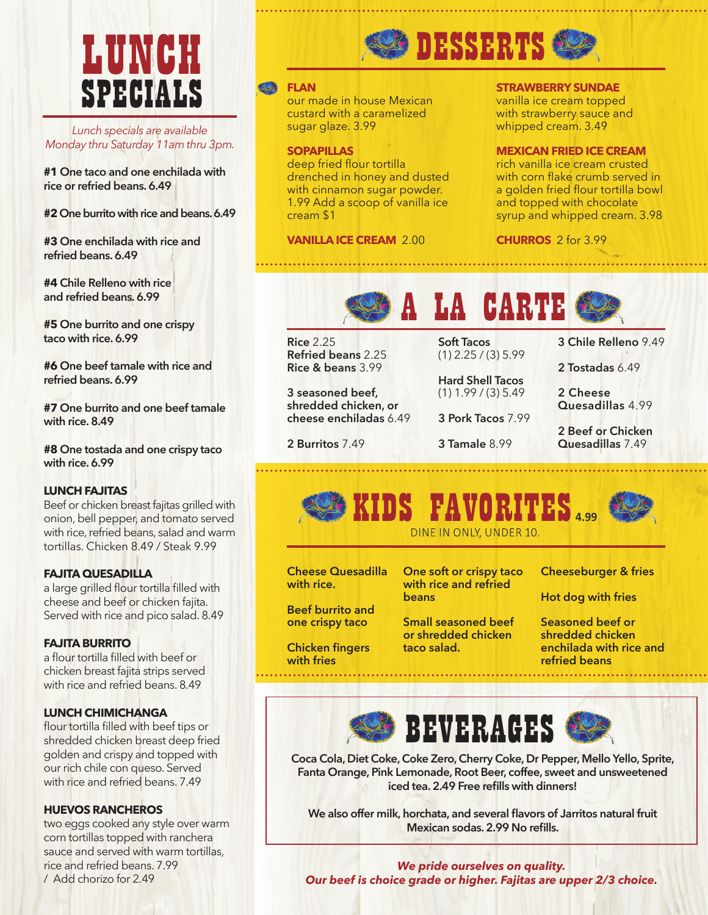# LUNCH SPECIALS

*Lunch specials are available Monday thru Saturday 11am thru 3pm.*

**#1** **One taco and one enchilada with rice or refried beans. 6.49**

**#2** **One burrito with rice and beans. 6.49**

**#3** **One enchilada with rice and refried beans. 6.49**

**#4** **Chile Relleno with rice and refried beans. 6.99**

**#5** **One burrito and one crispy taco with rice. 6.99**

**#6** **One beef tamale with rice and refried beans. 6.99**

**#7** **One burrito and one beef tamale with rice. 8.49**

**#8** **One tostada and one crispy taco with rice. 6.99**

**LUNCH FAJITAS**
Beef or chicken breast fajitas grilled with onion, bell pepper, and tomato served with rice, refried beans, salad and warm tortillas. Chicken 8.49 / Steak 9.99

**FAJITA QUESADILLA**
a large grilled flour tortilla filled with cheese and beef or chicken fajita. Served with rice and pico salad. 8.49

**FAJITA BURRITO**
a flour tortilla filled with beef or chicken breast fajita strips served with rice and refried beans. 8.49

**LUNCH CHIMICHANGA**
flour tortilla filled with beef tips or shredded chicken breast deep fried golden and crispy and topped with our rich chile con queso. Served with rice and refried beans. 7.49

**HUEVOS RANCHEROS**
two eggs cooked any style over warm corn tortillas topped with ranchera sauce and served with warm tortillas, rice and refried beans. 7.99 / Add chorizo for 2.49

# DESSERTS

**FLAN**
our made in house Mexican custard with a caramelized sugar glaze. 3.99

**SOPAPILLAS**
deep fried flour tortilla drenched in honey and dusted with cinnamon sugar powder. 1.99 Add a scoop of vanilla ice cream $1

**VANILLA ICE CREAM** 2.00

**STRAWBERRY SUNDAE**
vanilla ice cream topped with strawberry sauce and whipped cream. 3.49

**MEXICAN FRIED ICE CREAM**
rich vanilla ice cream crusted with corn flake crumb served in a golden fried flour tortilla bowl and topped with chocolate syrup and whipped cream. 3.98

**CHURROS** 2 for 3.99

# A LA CARTE

**Rice** 2.25
**Refried beans** 2.25
**Rice & beans** 3.99

**3 seasoned beef, shredded chicken, or cheese enchiladas** 6.49

**2 Burritos** 7.49

**Soft Tacos**
(1) 2.25 / (3) 5.99

**Hard Shell Tacos**
(1) 1.99 / (3) 5.49

**3 Pork Tacos** 7.99

**3 Tamale** 8.99

**3 Chile Relleno** 9.49

**2 Tostadas** 6.49

**2 Cheese Quesadillas** 4.99

**2 Beef or Chicken Quesadillas** 7.49

# KIDS FAVORITES 4.99

DINE IN ONLY, UNDER 10.

**Cheese Quesadilla with rice.**

**Beef burrito and one crispy taco**

**Chicken fingers with fries**

**One soft or crispy taco with rice and refried beans**

**Small seasoned beef or shredded chicken taco salad.**

**Cheeseburger & fries**

**Hot dog with fries**

**Seasoned beef or shredded chicken enchilada with rice and refried beans**

# BEVERAGES

**Coca Cola, Diet Coke, Coke Zero, Cherry Coke, Dr Pepper, Mello Yello, Sprite, Fanta Orange, Pink Lemonade, Root Beer, coffee, sweet and unsweetened iced tea. 2.49 Free refills with dinners!**

**We also offer milk, horchata, and several flavors of Jarritos natural fruit Mexican sodas. 2.99 No refills.**

***We pride ourselves on quality.***
***Our beef is choice grade or higher. Fajitas are upper 2/3 choice.***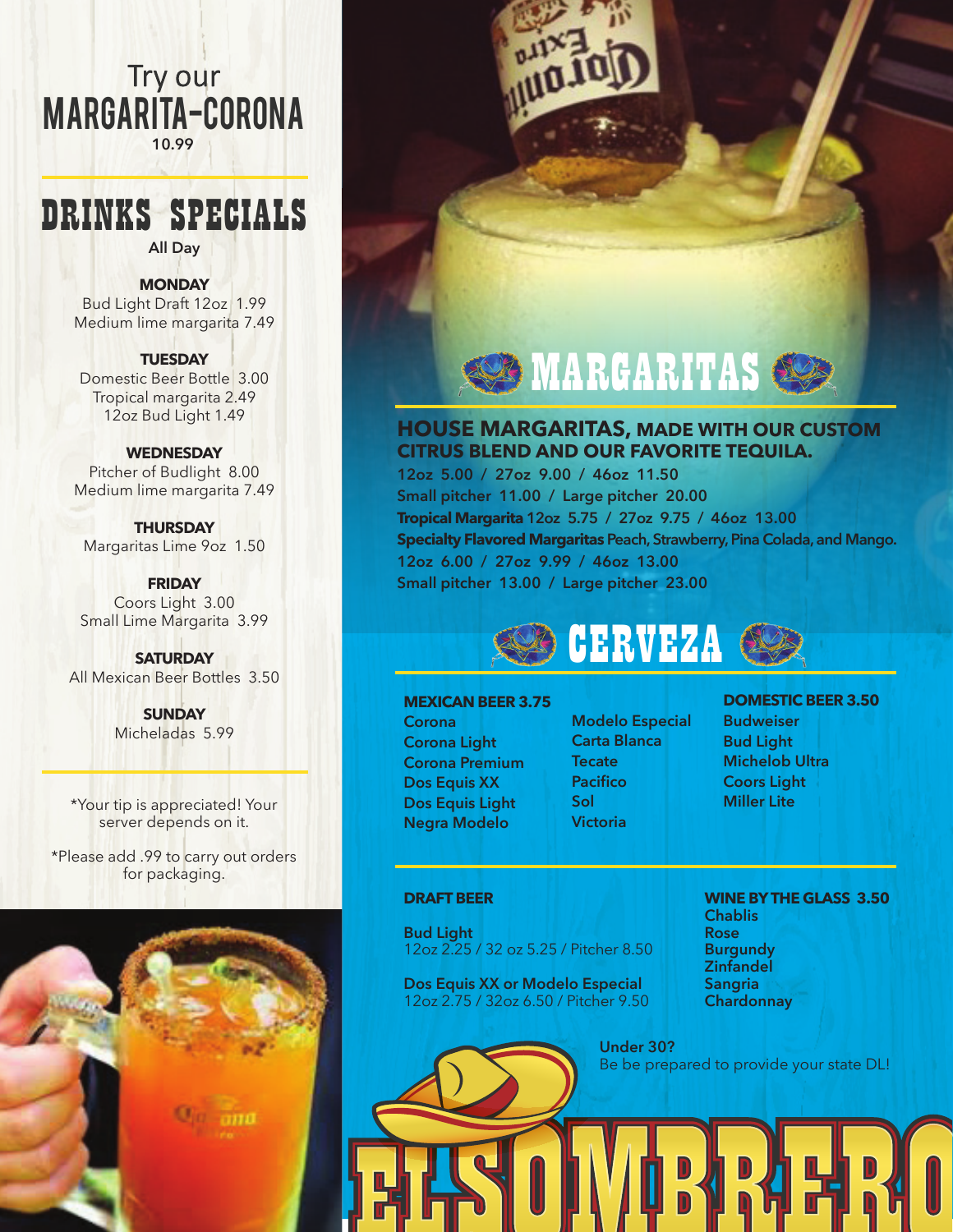Try our
## MARGARITA-CORONA
10.99

## DRINKS SPECIALS
All Day

**MONDAY**
Bud Light Draft 12oz 1.99
Medium lime margarita 7.49

**TUESDAY**
Domestic Beer Bottle 3.00
Tropical margarita 2.49
12oz Bud Light 1.49

**WEDNESDAY**
Pitcher of Budlight 8.00
Medium lime margarita 7.49

**THURSDAY**
Margaritas Lime 9oz 1.50

**FRIDAY**
Coors Light 3.00
Small Lime Margarita 3.99

**SATURDAY**
All Mexican Beer Bottles 3.50

**SUNDAY**
Micheladas 5.99

*Your tip is appreciated! Your server depends on it.

*Please add .99 to carry out orders for packaging.

## MARGARITAS

### HOUSE MARGARITAS, MADE WITH OUR CUSTOM CITRUS BLEND AND OUR FAVORITE TEQUILA.

12oz 5.00 / 27oz 9.00 / 46oz 11.50
Small pitcher 11.00 / Large pitcher 20.00
**Tropical Margarita** 12oz 5.75 / 27oz 9.75 / 46oz 13.00
**Specialty Flavored Margaritas** Peach, Strawberry, Pina Colada, and Mango.
12oz 6.00 / 27oz 9.99 / 46oz 13.00
Small pitcher 13.00 / Large pitcher 23.00

## CERVEZA

**MEXICAN BEER 3.75**
- Corona
- Corona Light
- Corona Premium
- Dos Equis XX
- Dos Equis Light
- Negra Modelo
- Modelo Especial
- Carta Blanca
- Tecate
- Pacifico
- Sol
- Victoria

**DOMESTIC BEER 3.50**
- Budweiser
- Bud Light
- Michelob Ultra
- Coors Light
- Miller Lite

**DRAFT BEER**

**Bud Light**
12oz 2.25 / 32 oz 5.25 / Pitcher 8.50

**Dos Equis XX or Modelo Especial**
12oz 2.75 / 32oz 6.50 / Pitcher 9.50

**WINE BY THE GLASS 3.50**
- Chablis
- Rose
- Burgundy
- Zinfandel
- Sangria
- Chardonnay

**Under 30?**
Be be prepared to provide your state DL!

# EL SOMBRERO